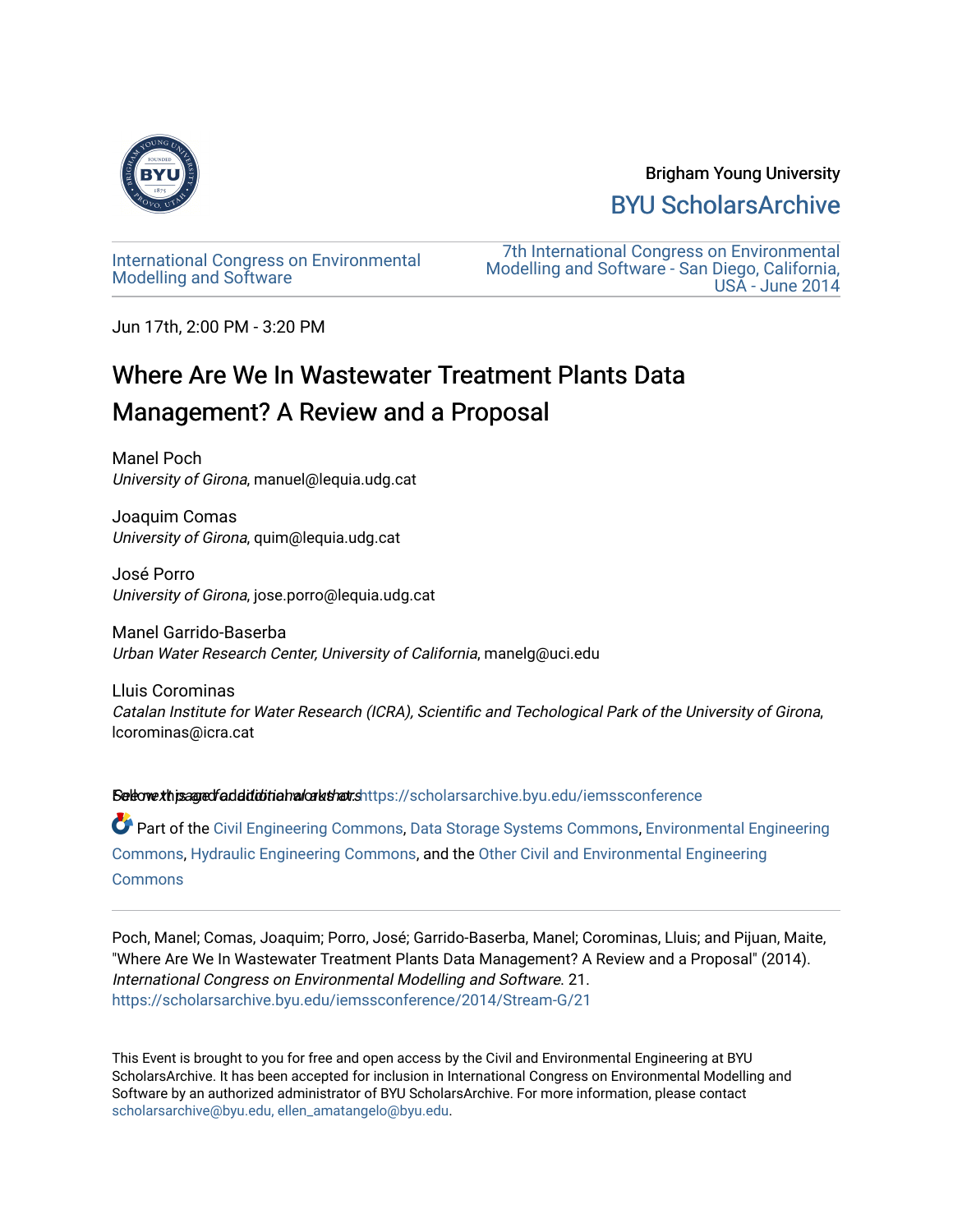Brigham Young University

BYU ScholarsArchive

International Congress on Environmental Modelling and Software

7th International Congress on Environmental Modelling and Software - San Diego, California, USA - June 2014

Jun 17th, 2:00 PM - 3:20 PM

# Where Are We In Wastewater Treatment Plants Data Management? A Review and a Proposal

Manel Poch
*University of Girona*, manuel@lequia.udg.cat

Joaquim Comas
*University of Girona*, quim@lequia.udg.cat

José Porro
*University of Girona*, jose.porro@lequia.udg.cat

Manel Garrido-Baserba
*Urban Water Research Center, University of California*, manelg@uci.edu

Lluis Corominas
*Catalan Institute for Water Research (ICRA), Scientific and Techological Park of the University of Girona*, lcorominas@icra.cat

See next page for additional authors

Follow this and additional works at: https://scholarsarchive.byu.edu/iemssconference

Part of the Civil Engineering Commons, Data Storage Systems Commons, Environmental Engineering Commons, Hydraulic Engineering Commons, and the Other Civil and Environmental Engineering Commons

Poch, Manel; Comas, Joaquim; Porro, José; Garrido-Baserba, Manel; Corominas, Lluis; and Pijuan, Maite, "Where Are We In Wastewater Treatment Plants Data Management? A Review and a Proposal" (2014). *International Congress on Environmental Modelling and Software*. 21.
https://scholarsarchive.byu.edu/iemssconference/2014/Stream-G/21

This Event is brought to you for free and open access by the Civil and Environmental Engineering at BYU ScholarsArchive. It has been accepted for inclusion in International Congress on Environmental Modelling and Software by an authorized administrator of BYU ScholarsArchive. For more information, please contact scholarsarchive@byu.edu, ellen_amatangelo@byu.edu.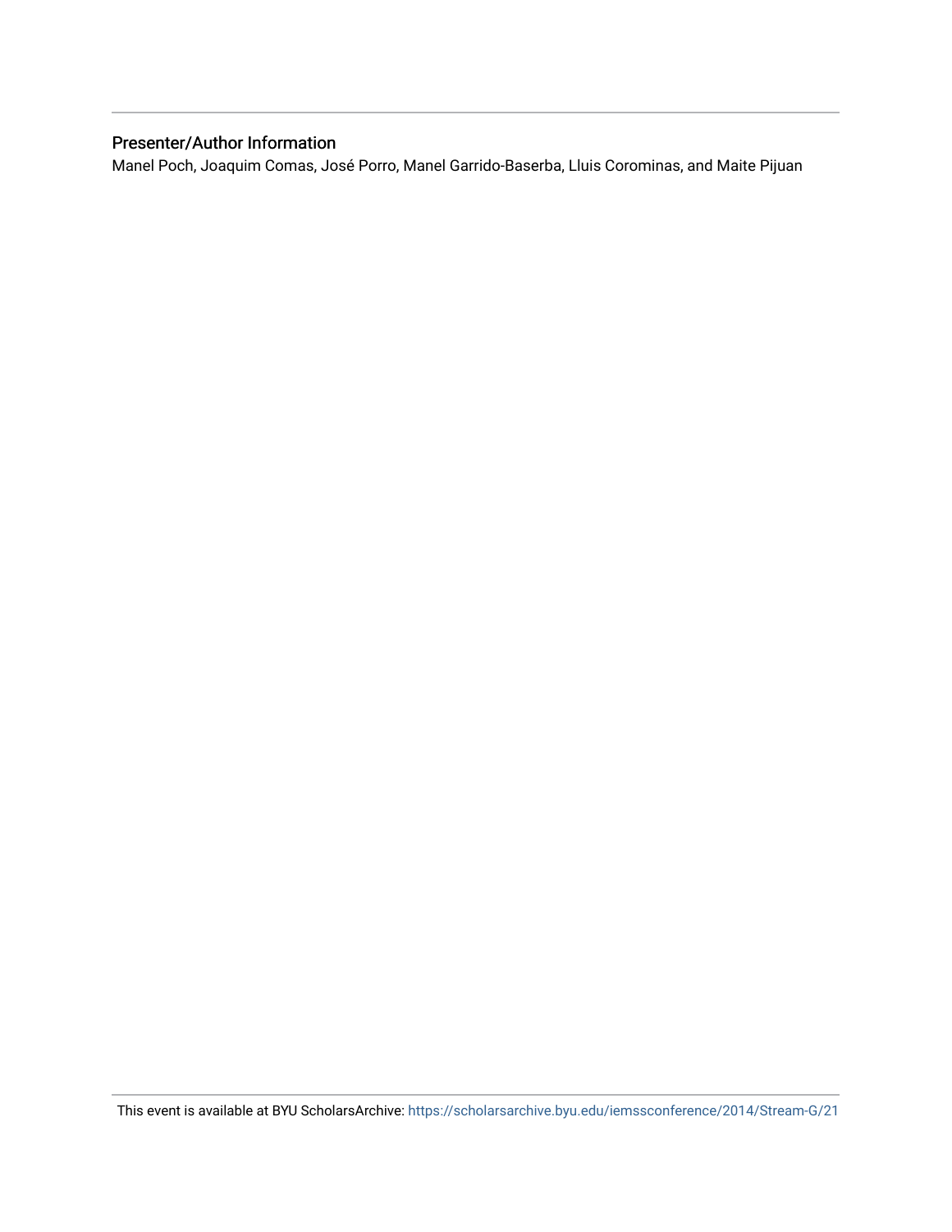## Presenter/Author Information

Manel Poch, Joaquim Comas, José Porro, Manel Garrido-Baserba, Lluis Corominas, and Maite Pijuan

This event is available at BYU ScholarsArchive: https://scholarsarchive.byu.edu/iemssconference/2014/Stream-G/21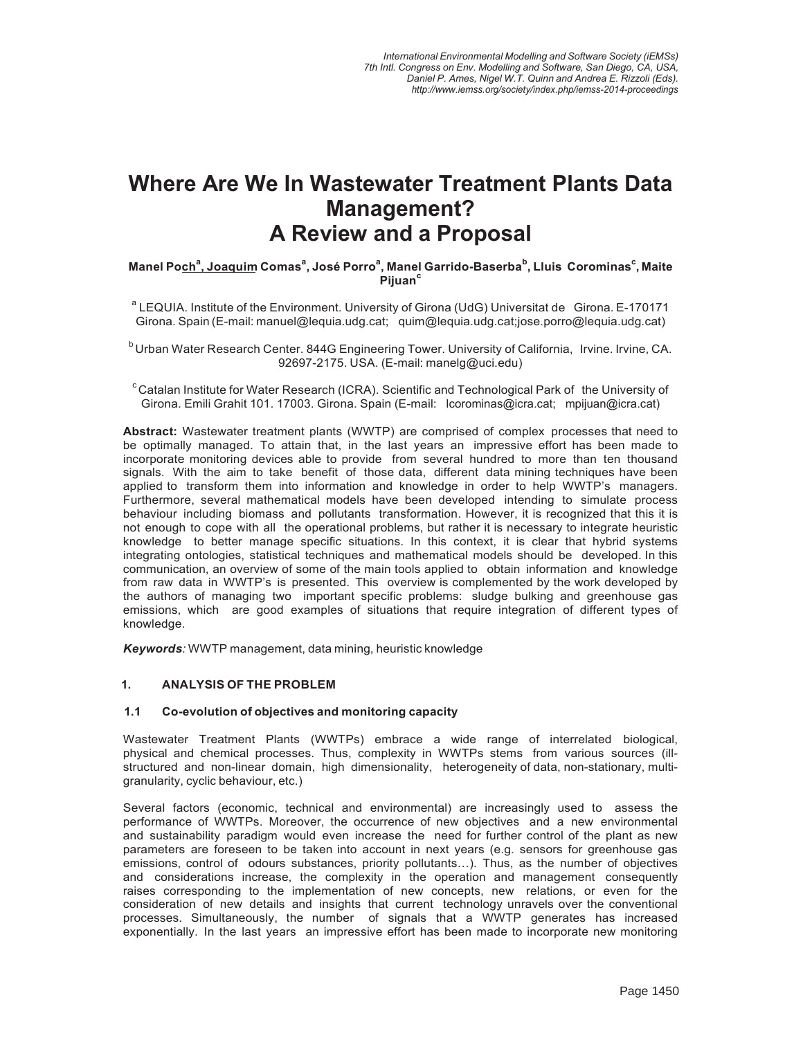# Where Are We In Wastewater Treatment Plants Data Management? A Review and a Proposal

**Manel Poch[a], Joaquim Comas[a], José Porro[a], Manel Garrido-Baserba[b], Lluis Corominas[c], Maite Pijuan[c]**

[a] LEQUIA. Institute of the Environment. University of Girona (UdG) Universitat de Girona. E-170171 Girona. Spain (E-mail: manuel@lequia.udg.cat; quim@lequia.udg.cat;jose.porro@lequia.udg.cat)

[b] Urban Water Research Center. 844G Engineering Tower. University of California, Irvine. Irvine, CA. 92697-2175. USA. (E-mail: manelg@uci.edu)

[c] Catalan Institute for Water Research (ICRA). Scientific and Technological Park of the University of Girona. Emili Grahit 101. 17003. Girona. Spain (E-mail: lcorominas@icra.cat; mpijuan@icra.cat)

**Abstract:** Wastewater treatment plants (WWTP) are comprised of complex processes that need to be optimally managed. To attain that, in the last years an impressive effort has been made to incorporate monitoring devices able to provide from several hundred to more than ten thousand signals. With the aim to take benefit of those data, different data mining techniques have been applied to transform them into information and knowledge in order to help WWTP's managers. Furthermore, several mathematical models have been developed intending to simulate process behaviour including biomass and pollutants transformation. However, it is recognized that this it is not enough to cope with all the operational problems, but rather it is necessary to integrate heuristic knowledge to better manage specific situations. In this context, it is clear that hybrid systems integrating ontologies, statistical techniques and mathematical models should be developed. In this communication, an overview of some of the main tools applied to obtain information and knowledge from raw data in WWTP's is presented. This overview is complemented by the work developed by the authors of managing two important specific problems: sludge bulking and greenhouse gas emissions, which are good examples of situations that require integration of different types of knowledge.

***Keywords**:* WWTP management, data mining, heuristic knowledge

## 1. ANALYSIS OF THE PROBLEM

### 1.1 Co-evolution of objectives and monitoring capacity

Wastewater Treatment Plants (WWTPs) embrace a wide range of interrelated biological, physical and chemical processes. Thus, complexity in WWTPs stems from various sources (ill-structured and non-linear domain, high dimensionality, heterogeneity of data, non-stationary, multi-granularity, cyclic behaviour, etc.)

Several factors (economic, technical and environmental) are increasingly used to assess the performance of WWTPs. Moreover, the occurrence of new objectives and a new environmental and sustainability paradigm would even increase the need for further control of the plant as new parameters are foreseen to be taken into account in next years (e.g. sensors for greenhouse gas emissions, control of odours substances, priority pollutants…). Thus, as the number of objectives and considerations increase, the complexity in the operation and management consequently raises corresponding to the implementation of new concepts, new relations, or even for the consideration of new details and insights that current technology unravels over the conventional processes. Simultaneously, the number of signals that a WWTP generates has increased exponentially. In the last years an impressive effort has been made to incorporate new monitoring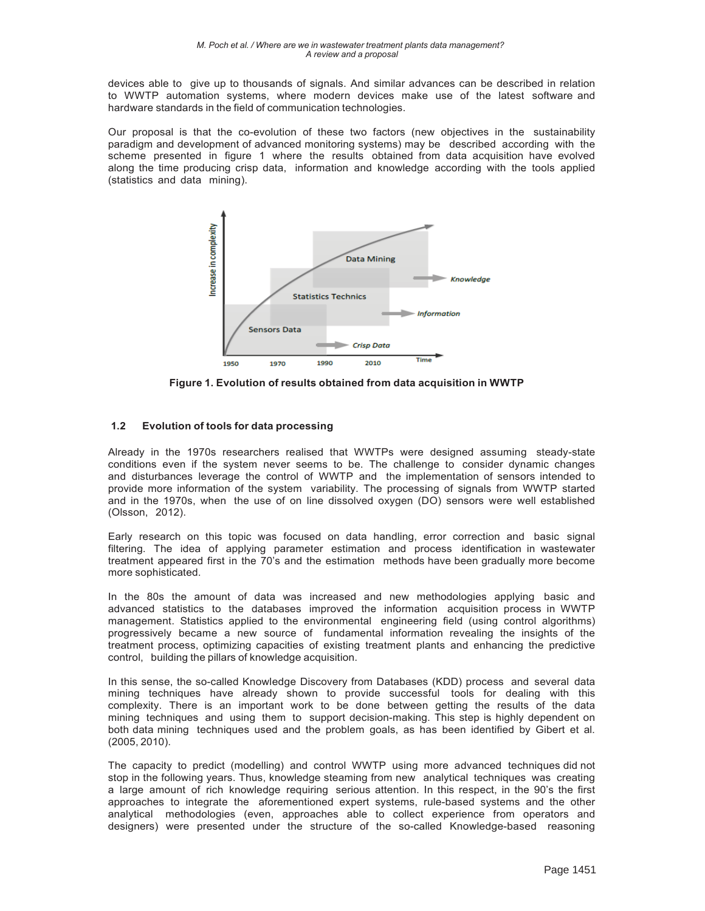devices able to give up to thousands of signals. And similar advances can be described in relation to WWTP automation systems, where modern devices make use of the latest software and hardware standards in the field of communication technologies.

Our proposal is that the co-evolution of these two factors (new objectives in the sustainability paradigm and development of advanced monitoring systems) may be described according with the scheme presented in figure 1 where the results obtained from data acquisition have evolved along the time producing crisp data, information and knowledge according with the tools applied (statistics and data mining).

**Figure 1. Evolution of results obtained from data acquisition in WWTP**

### 1.2 Evolution of tools for data processing

Already in the 1970s researchers realised that WWTPs were designed assuming steady-state conditions even if the system never seems to be. The challenge to consider dynamic changes and disturbances leverage the control of WWTP and the implementation of sensors intended to provide more information of the system variability. The processing of signals from WWTP started and in the 1970s, when the use of on line dissolved oxygen (DO) sensors were well established (Olsson, 2012).

Early research on this topic was focused on data handling, error correction and basic signal filtering. The idea of applying parameter estimation and process identification in wastewater treatment appeared first in the 70's and the estimation methods have been gradually more become more sophisticated.

In the 80s the amount of data was increased and new methodologies applying basic and advanced statistics to the databases improved the information acquisition process in WWTP management. Statistics applied to the environmental engineering field (using control algorithms) progressively became a new source of fundamental information revealing the insights of the treatment process, optimizing capacities of existing treatment plants and enhancing the predictive control, building the pillars of knowledge acquisition.

In this sense, the so-called Knowledge Discovery from Databases (KDD) process and several data mining techniques have already shown to provide successful tools for dealing with this complexity. There is an important work to be done between getting the results of the data mining techniques and using them to support decision-making. This step is highly dependent on both data mining techniques used and the problem goals, as has been identified by Gibert et al. (2005, 2010).

The capacity to predict (modelling) and control WWTP using more advanced techniques did not stop in the following years. Thus, knowledge steaming from new analytical techniques was creating a large amount of rich knowledge requiring serious attention. In this respect, in the 90's the first approaches to integrate the aforementioned expert systems, rule-based systems and the other analytical methodologies (even, approaches able to collect experience from operators and designers) were presented under the structure of the so-called Knowledge-based reasoning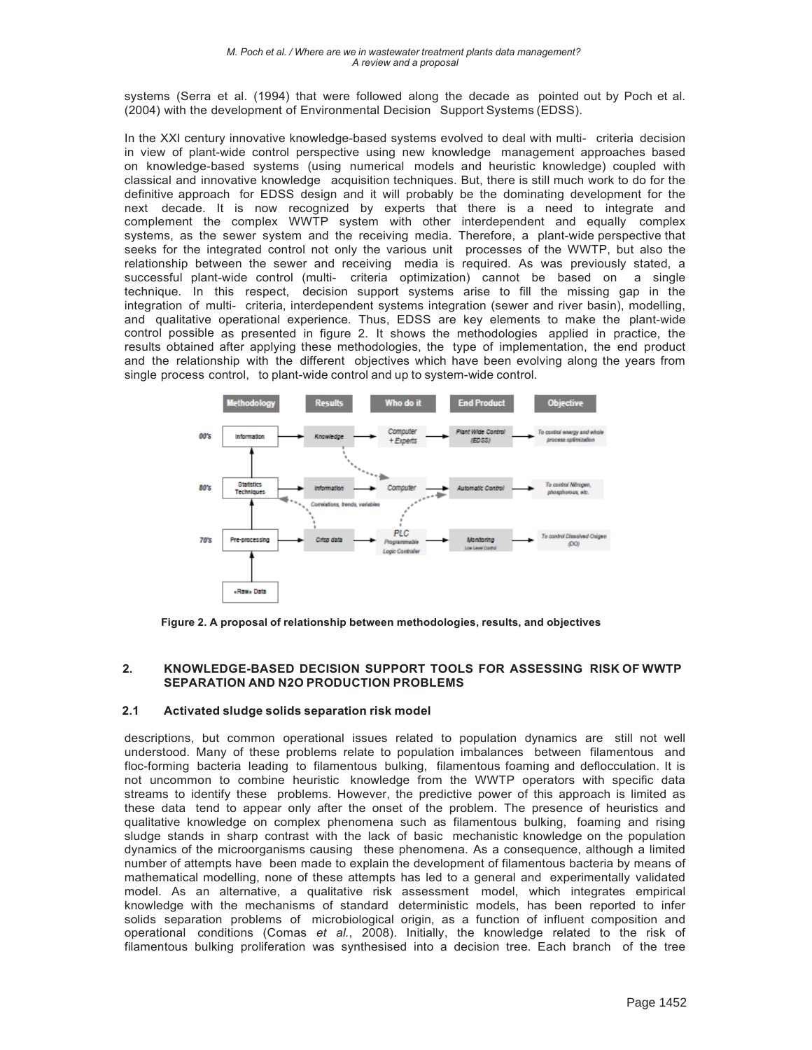systems (Serra et al. (1994) that were followed along the decade as pointed out by Poch et al. (2004) with the development of Environmental Decision Support Systems (EDSS).

In the XXI century innovative knowledge-based systems evolved to deal with multi- criteria decision in view of plant-wide control perspective using new knowledge management approaches based on knowledge-based systems (using numerical models and heuristic knowledge) coupled with classical and innovative knowledge acquisition techniques. But, there is still much work to do for the definitive approach for EDSS design and it will probably be the dominating development for the next decade. It is now recognized by experts that there is a need to integrate and complement the complex WWTP system with other interdependent and equally complex systems, as the sewer system and the receiving media. Therefore, a plant-wide perspective that seeks for the integrated control not only the various unit processes of the WWTP, but also the relationship between the sewer and receiving media is required. As was previously stated, a successful plant-wide control (multi- criteria optimization) cannot be based on a single technique. In this respect, decision support systems arise to fill the missing gap in the integration of multi- criteria, interdependent systems integration (sewer and river basin), modelling, and qualitative operational experience. Thus, EDSS are key elements to make the plant-wide control possible as presented in figure 2. It shows the methodologies applied in practice, the results obtained after applying these methodologies, the type of implementation, the end product and the relationship with the different objectives which have been evolving along the years from single process control, to plant-wide control and up to system-wide control.

**Figure 2. A proposal of relationship between methodologies, results, and objectives**

## 2. KNOWLEDGE-BASED DECISION SUPPORT TOOLS FOR ASSESSING RISK OF WWTP SEPARATION AND N2O PRODUCTION PROBLEMS

### 2.1 Activated sludge solids separation risk model

descriptions, but common operational issues related to population dynamics are still not well understood. Many of these problems relate to population imbalances between filamentous and floc-forming bacteria leading to filamentous bulking, filamentous foaming and deflocculation. It is not uncommon to combine heuristic knowledge from the WWTP operators with specific data streams to identify these problems. However, the predictive power of this approach is limited as these data tend to appear only after the onset of the problem. The presence of heuristics and qualitative knowledge on complex phenomena such as filamentous bulking, foaming and rising sludge stands in sharp contrast with the lack of basic mechanistic knowledge on the population dynamics of the microorganisms causing these phenomena. As a consequence, although a limited number of attempts have been made to explain the development of filamentous bacteria by means of mathematical modelling, none of these attempts has led to a general and experimentally validated model. As an alternative, a qualitative risk assessment model, which integrates empirical knowledge with the mechanisms of standard deterministic models, has been reported to infer solids separation problems of microbiological origin, as a function of influent composition and operational conditions (Comas *et al.*, 2008). Initially, the knowledge related to the risk of filamentous bulking proliferation was synthesised into a decision tree. Each branch of the tree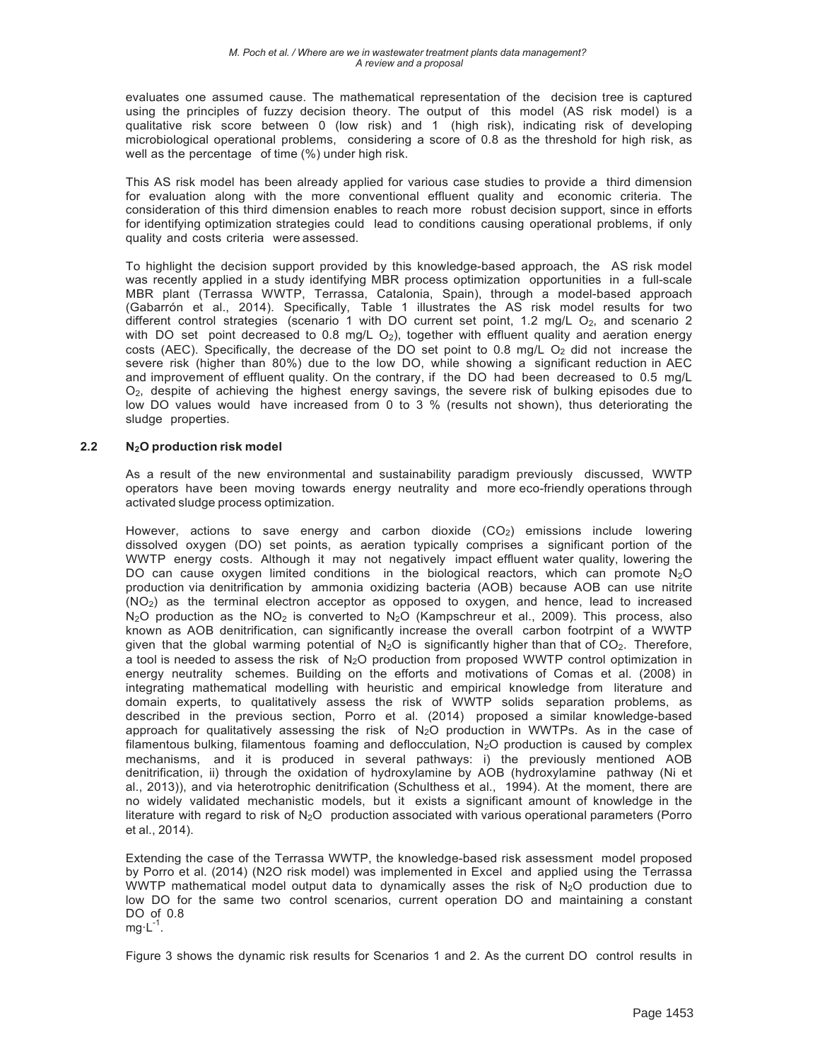evaluates one assumed cause. The mathematical representation of the decision tree is captured using the principles of fuzzy decision theory. The output of this model (AS risk model) is a qualitative risk score between 0 (low risk) and 1 (high risk), indicating risk of developing microbiological operational problems, considering a score of 0.8 as the threshold for high risk, as well as the percentage of time (%) under high risk.

This AS risk model has been already applied for various case studies to provide a third dimension for evaluation along with the more conventional effluent quality and economic criteria. The consideration of this third dimension enables to reach more robust decision support, since in efforts for identifying optimization strategies could lead to conditions causing operational problems, if only quality and costs criteria were assessed.

To highlight the decision support provided by this knowledge-based approach, the AS risk model was recently applied in a study identifying MBR process optimization opportunities in a full-scale MBR plant (Terrassa WWTP, Terrassa, Catalonia, Spain), through a model-based approach (Gabarrón et al., 2014). Specifically, Table 1 illustrates the AS risk model results for two different control strategies (scenario 1 with DO current set point, 1.2 mg/L $O_2$, and scenario 2 with DO set point decreased to 0.8 mg/L $O_2$), together with effluent quality and aeration energy costs (AEC). Specifically, the decrease of the DO set point to 0.8 mg/L $O_2$ did not increase the severe risk (higher than 80%) due to the low DO, while showing a significant reduction in AEC and improvement of effluent quality. On the contrary, if the DO had been decreased to 0.5 mg/L $O_2$, despite of achieving the highest energy savings, the severe risk of bulking episodes due to low DO values would have increased from 0 to 3 % (results not shown), thus deteriorating the sludge properties.

## 2.2 $N_2O$ production risk model

As a result of the new environmental and sustainability paradigm previously discussed, WWTP operators have been moving towards energy neutrality and more eco-friendly operations through activated sludge process optimization.

However, actions to save energy and carbon dioxide ($CO_2$) emissions include lowering dissolved oxygen (DO) set points, as aeration typically comprises a significant portion of the WWTP energy costs. Although it may not negatively impact effluent water quality, lowering the DO can cause oxygen limited conditions in the biological reactors, which can promote $N_2O$ production via denitrification by ammonia oxidizing bacteria (AOB) because AOB can use nitrite ($NO_2$) as the terminal electron acceptor as opposed to oxygen, and hence, lead to increased $N_2O$ production as the $NO_2$ is converted to $N_2O$ (Kampschreur et al., 2009). This process, also known as AOB denitrification, can significantly increase the overall carbon footprint of a WWTP given that the global warming potential of $N_2O$ is significantly higher than that of $CO_2$. Therefore, a tool is needed to assess the risk of $N_2O$ production from proposed WWTP control optimization in energy neutrality schemes. Building on the efforts and motivations of Comas et al. (2008) in integrating mathematical modelling with heuristic and empirical knowledge from literature and domain experts, to qualitatively assess the risk of WWTP solids separation problems, as described in the previous section, Porro et al. (2014) proposed a similar knowledge-based approach for qualitatively assessing the risk of $N_2O$ production in WWTPs. As in the case of filamentous bulking, filamentous foaming and deflocculation, $N_2O$ production is caused by complex mechanisms, and it is produced in several pathways: i) the previously mentioned AOB denitrification, ii) through the oxidation of hydroxylamine by AOB (hydroxylamine pathway (Ni et al., 2013)), and via heterotrophic denitrification (Schulthess et al., 1994). At the moment, there are no widely validated mechanistic models, but it exists a significant amount of knowledge in the literature with regard to risk of $N_2O$ production associated with various operational parameters (Porro et al., 2014).

Extending the case of the Terrassa WWTP, the knowledge-based risk assessment model proposed by Porro et al. (2014) (N2O risk model) was implemented in Excel and applied using the Terrassa WWTP mathematical model output data to dynamically asses the risk of $N_2O$ production due to low DO for the same two control scenarios, current operation DO and maintaining a constant DO of 0.8 $mg \cdot L^{-1}$.

Figure 3 shows the dynamic risk results for Scenarios 1 and 2. As the current DO control results in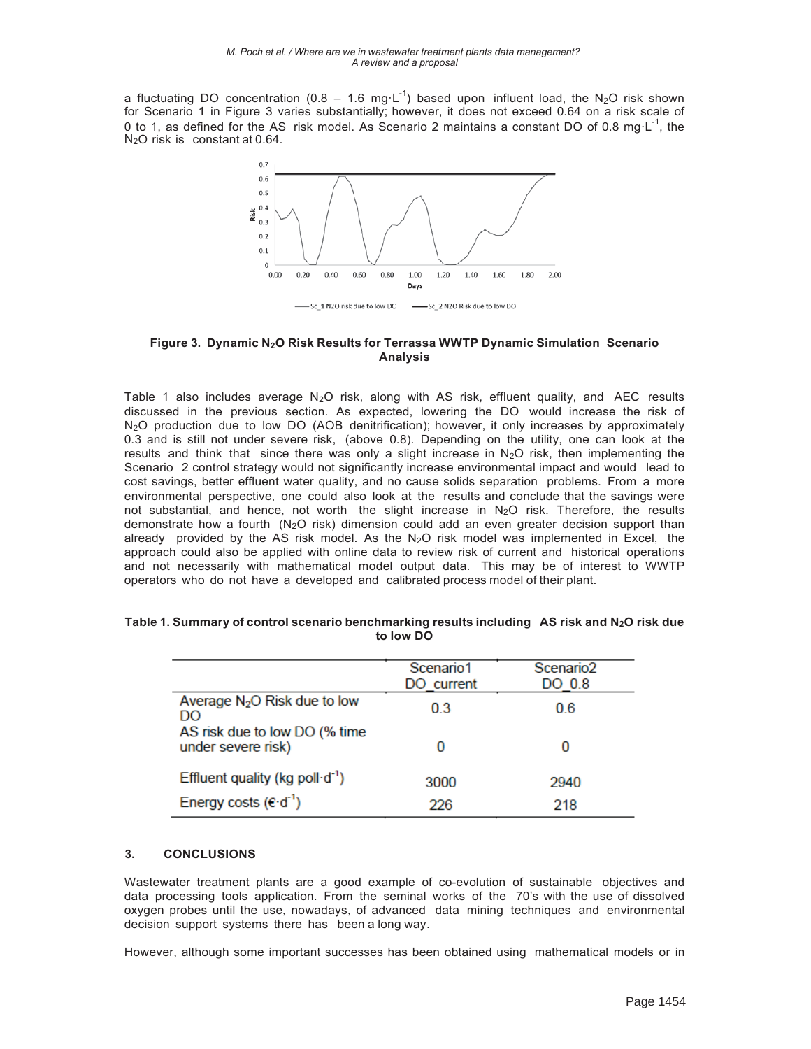a fluctuating DO concentration (0.8 – 1.6 mg·L$^{-1}$) based upon influent load, the $N_2O$ risk shown for Scenario 1 in Figure 3 varies substantially; however, it does not exceed 0.64 on a risk scale of 0 to 1, as defined for the AS risk model. As Scenario 2 maintains a constant DO of 0.8 mg·L$^{-1}$, the $N_2O$ risk is constant at 0.64.

**Figure 3. Dynamic $N_2O$ Risk Results for Terrassa WWTP Dynamic Simulation Scenario Analysis**

Table 1 also includes average $N_2O$ risk, along with AS risk, effluent quality, and AEC results discussed in the previous section. As expected, lowering the DO would increase the risk of $N_2O$ production due to low DO (AOB denitrification); however, it only increases by approximately 0.3 and is still not under severe risk, (above 0.8). Depending on the utility, one can look at the results and think that since there was only a slight increase in $N_2O$ risk, then implementing the Scenario 2 control strategy would not significantly increase environmental impact and would lead to cost savings, better effluent water quality, and no cause solids separation problems. From a more environmental perspective, one could also look at the results and conclude that the savings were not substantial, and hence, not worth the slight increase in $N_2O$ risk. Therefore, the results demonstrate how a fourth ($N_2O$ risk) dimension could add an even greater decision support than already provided by the AS risk model. As the $N_2O$ risk model was implemented in Excel, the approach could also be applied with online data to review risk of current and historical operations and not necessarily with mathematical model output data. This may be of interest to WWTP operators who do not have a developed and calibrated process model of their plant.

**Table 1. Summary of control scenario benchmarking results including AS risk and $N_2O$ risk due to low DO**

| | Scenario1 DO_current | Scenario2 DO_0.8 |
|---|---|---|
| Average $N_2O$ Risk due to low DO | 0.3 | 0.6 |
| AS risk due to low DO (% time under severe risk) | 0 | 0 |
| Effluent quality (kg poll·d$^{-1}$) | 3000 | 2940 |
| Energy costs (€·d$^{-1}$) | 226 | 218 |

## 3. CONCLUSIONS

Wastewater treatment plants are a good example of co-evolution of sustainable objectives and data processing tools application. From the seminal works of the 70's with the use of dissolved oxygen probes until the use, nowadays, of advanced data mining techniques and environmental decision support systems there has been a long way.

However, although some important successes has been obtained using mathematical models or in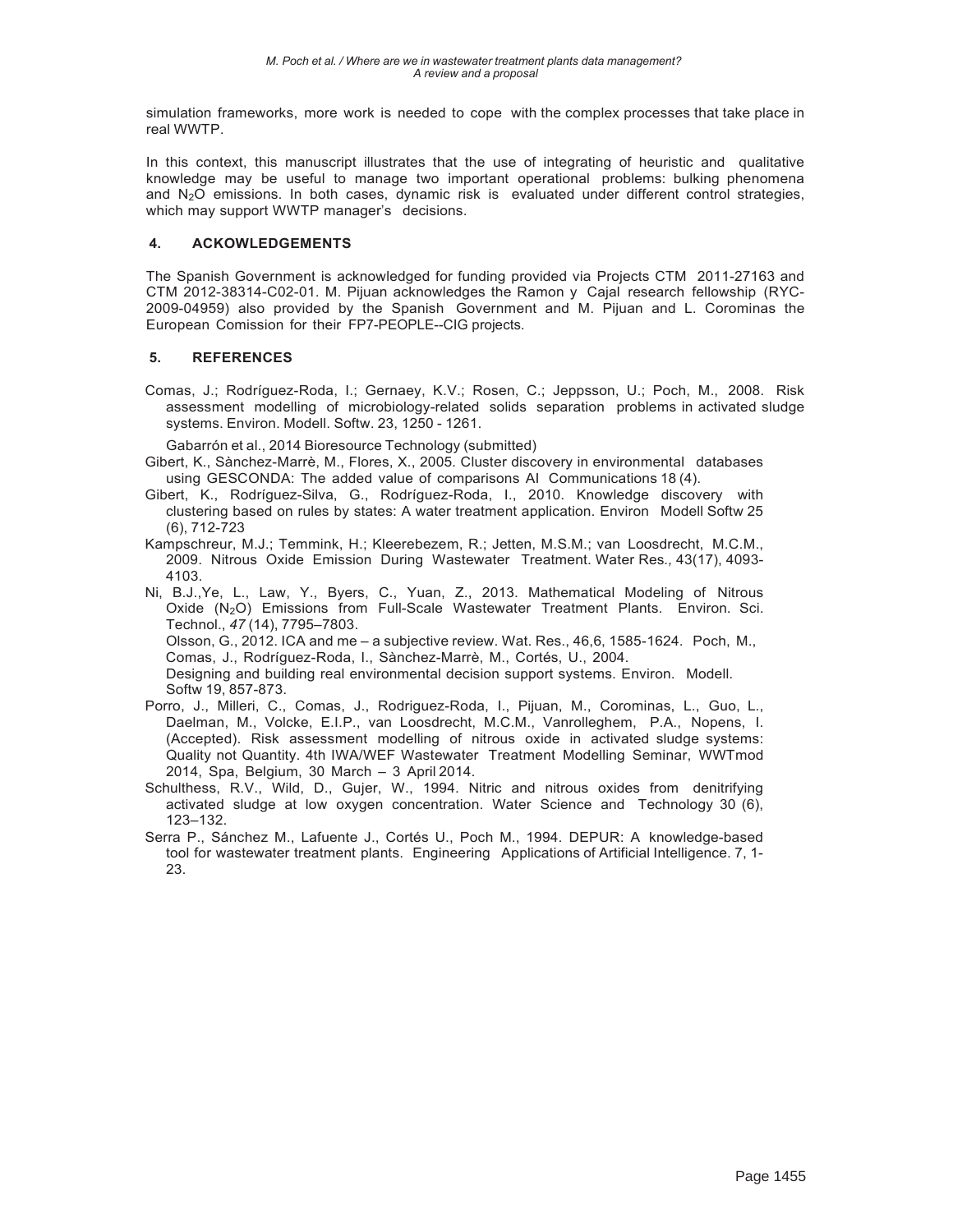simulation frameworks, more work is needed to cope with the complex processes that take place in real WWTP.

In this context, this manuscript illustrates that the use of integrating of heuristic and qualitative knowledge may be useful to manage two important operational problems: bulking phenomena and $N_2O$ emissions. In both cases, dynamic risk is evaluated under different control strategies, which may support WWTP manager's decisions.

## 4. ACKOWLEDGEMENTS

The Spanish Government is acknowledged for funding provided via Projects CTM 2011-27163 and CTM 2012-38314-C02-01. M. Pijuan acknowledges the Ramon y Cajal research fellowship (RYC-2009-04959) also provided by the Spanish Government and M. Pijuan and L. Corominas the European Comission for their FP7-PEOPLE--CIG projects.

## 5. REFERENCES

Comas, J.; Rodríguez-Roda, I.; Gernaey, K.V.; Rosen, C.; Jeppsson, U.; Poch, M., 2008. Risk assessment modelling of microbiology-related solids separation problems in activated sludge systems. Environ. Modell. Softw. 23, 1250 - 1261.

Gabarrón et al., 2014 Bioresource Technology (submitted)

Gibert, K., Sànchez-Marrè, M., Flores, X., 2005. Cluster discovery in environmental databases using GESCONDA: The added value of comparisons AI Communications 18 (4).

Gibert, K., Rodríguez-Silva, G., Rodríguez-Roda, I., 2010. Knowledge discovery with clustering based on rules by states: A water treatment application. Environ Modell Softw 25 (6), 712-723

Kampschreur, M.J.; Temmink, H.; Kleerebezem, R.; Jetten, M.S.M.; van Loosdrecht, M.C.M., 2009. Nitrous Oxide Emission During Wastewater Treatment. Water Res., 43(17), 4093-4103.

Ni, B.J.,Ye, L., Law, Y., Byers, C., Yuan, Z., 2013. Mathematical Modeling of Nitrous Oxide ($N_2O$) Emissions from Full-Scale Wastewater Treatment Plants. Environ. Sci. Technol., *47* (14), 7795–7803.

Olsson, G., 2012. ICA and me – a subjective review. Wat. Res., 46,6, 1585-1624.

Poch, M., Comas, J., Rodríguez-Roda, I., Sànchez-Marrè, M., Cortés, U., 2004. Designing and building real environmental decision support systems. Environ. Modell. Softw 19, 857-873.

Porro, J., Milleri, C., Comas, J., Rodriguez-Roda, I., Pijuan, M., Corominas, L., Guo, L., Daelman, M., Volcke, E.I.P., van Loosdrecht, M.C.M., Vanrolleghem, P.A., Nopens, I. (Accepted). Risk assessment modelling of nitrous oxide in activated sludge systems: Quality not Quantity. 4th IWA/WEF Wastewater Treatment Modelling Seminar, WWTmod 2014, Spa, Belgium, 30 March – 3 April 2014.

Schulthess, R.V., Wild, D., Gujer, W., 1994. Nitric and nitrous oxides from denitrifying activated sludge at low oxygen concentration. Water Science and Technology 30 (6), 123–132.

Serra P., Sánchez M., Lafuente J., Cortés U., Poch M., 1994. DEPUR: A knowledge-based tool for wastewater treatment plants. Engineering Applications of Artificial Intelligence. 7, 1-23.